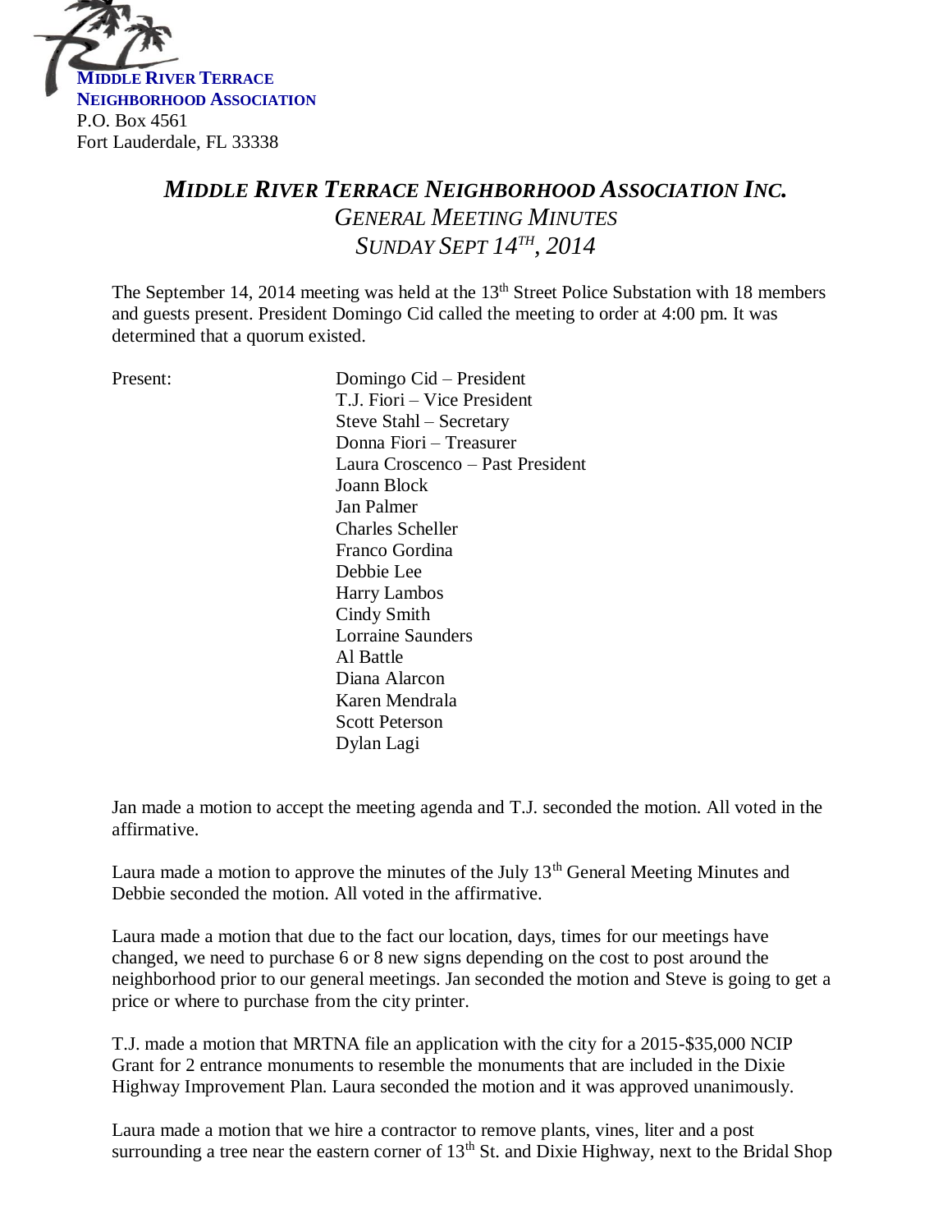**MIDDLE RIVER TERRACE**
**NEIGHBORHOOD ASSOCIATION**
P.O. Box 4561
Fort Lauderdale, FL 33338

# *MIDDLE RIVER TERRACE NEIGHBORHOOD ASSOCIATION INC.*
## *GENERAL MEETING MINUTES*
## *SUNDAY SEPT 14TH, 2014*

The September 14, 2014 meeting was held at the 13th Street Police Substation with 18 members and guests present. President Domingo Cid called the meeting to order at 4:00 pm. It was determined that a quorum existed.

Present:
- Domingo Cid – President
- T.J. Fiori – Vice President
- Steve Stahl – Secretary
- Donna Fiori – Treasurer
- Laura Croscenco – Past President
- Joann Block
- Jan Palmer
- Charles Scheller
- Franco Gordina
- Debbie Lee
- Harry Lambos
- Cindy Smith
- Lorraine Saunders
- Al Battle
- Diana Alarcon
- Karen Mendrala
- Scott Peterson
- Dylan Lagi

Jan made a motion to accept the meeting agenda and T.J. seconded the motion. All voted in the affirmative.

Laura made a motion to approve the minutes of the July 13th General Meeting Minutes and Debbie seconded the motion. All voted in the affirmative.

Laura made a motion that due to the fact our location, days, times for our meetings have changed, we need to purchase 6 or 8 new signs depending on the cost to post around the neighborhood prior to our general meetings. Jan seconded the motion and Steve is going to get a price or where to purchase from the city printer.

T.J. made a motion that MRTNA file an application with the city for a 2015-$35,000 NCIP Grant for 2 entrance monuments to resemble the monuments that are included in the Dixie Highway Improvement Plan. Laura seconded the motion and it was approved unanimously.

Laura made a motion that we hire a contractor to remove plants, vines, liter and a post surrounding a tree near the eastern corner of 13th St. and Dixie Highway, next to the Bridal Shop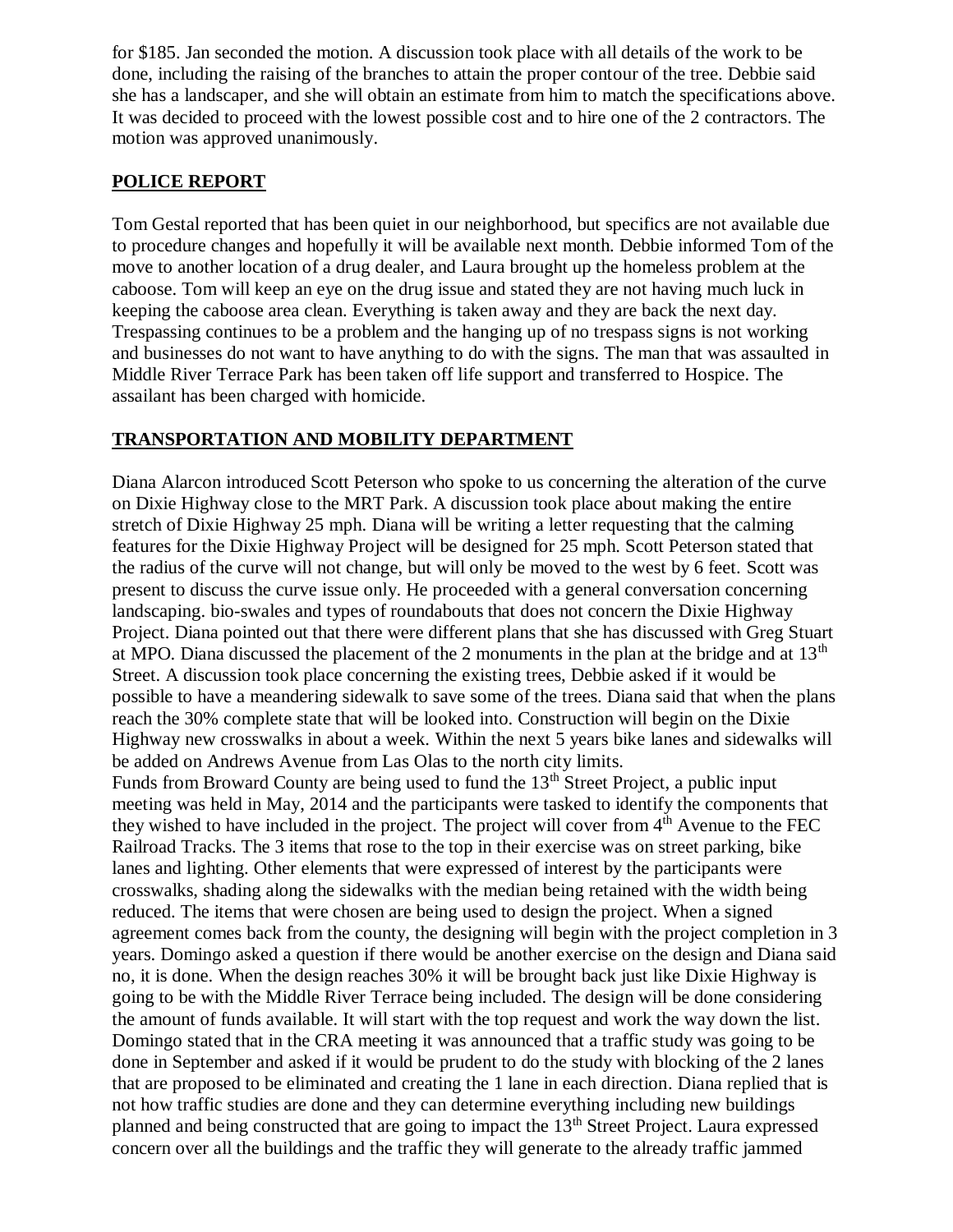for $185. Jan seconded the motion. A discussion took place with all details of the work to be done, including the raising of the branches to attain the proper contour of the tree. Debbie said she has a landscaper, and she will obtain an estimate from him to match the specifications above. It was decided to proceed with the lowest possible cost and to hire one of the 2 contractors. The motion was approved unanimously.

## POLICE REPORT

Tom Gestal reported that has been quiet in our neighborhood, but specifics are not available due to procedure changes and hopefully it will be available next month. Debbie informed Tom of the move to another location of a drug dealer, and Laura brought up the homeless problem at the caboose. Tom will keep an eye on the drug issue and stated they are not having much luck in keeping the caboose area clean. Everything is taken away and they are back the next day. Trespassing continues to be a problem and the hanging up of no trespass signs is not working and businesses do not want to have anything to do with the signs. The man that was assaulted in Middle River Terrace Park has been taken off life support and transferred to Hospice. The assailant has been charged with homicide.

## TRANSPORTATION AND MOBILITY DEPARTMENT

Diana Alarcon introduced Scott Peterson who spoke to us concerning the alteration of the curve on Dixie Highway close to the MRT Park. A discussion took place about making the entire stretch of Dixie Highway 25 mph. Diana will be writing a letter requesting that the calming features for the Dixie Highway Project will be designed for 25 mph. Scott Peterson stated that the radius of the curve will not change, but will only be moved to the west by 6 feet. Scott was present to discuss the curve issue only. He proceeded with a general conversation concerning landscaping. bio-swales and types of roundabouts that does not concern the Dixie Highway Project. Diana pointed out that there were different plans that she has discussed with Greg Stuart at MPO. Diana discussed the placement of the 2 monuments in the plan at the bridge and at 13th Street. A discussion took place concerning the existing trees, Debbie asked if it would be possible to have a meandering sidewalk to save some of the trees. Diana said that when the plans reach the 30% complete state that will be looked into. Construction will begin on the Dixie Highway new crosswalks in about a week. Within the next 5 years bike lanes and sidewalks will be added on Andrews Avenue from Las Olas to the north city limits.
Funds from Broward County are being used to fund the 13th Street Project, a public input meeting was held in May, 2014 and the participants were tasked to identify the components that they wished to have included in the project. The project will cover from 4th Avenue to the FEC Railroad Tracks. The 3 items that rose to the top in their exercise was on street parking, bike lanes and lighting. Other elements that were expressed of interest by the participants were crosswalks, shading along the sidewalks with the median being retained with the width being reduced. The items that were chosen are being used to design the project. When a signed agreement comes back from the county, the designing will begin with the project completion in 3 years. Domingo asked a question if there would be another exercise on the design and Diana said no, it is done. When the design reaches 30% it will be brought back just like Dixie Highway is going to be with the Middle River Terrace being included. The design will be done considering the amount of funds available. It will start with the top request and work the way down the list. Domingo stated that in the CRA meeting it was announced that a traffic study was going to be done in September and asked if it would be prudent to do the study with blocking of the 2 lanes that are proposed to be eliminated and creating the 1 lane in each direction. Diana replied that is not how traffic studies are done and they can determine everything including new buildings planned and being constructed that are going to impact the 13th Street Project. Laura expressed concern over all the buildings and the traffic they will generate to the already traffic jammed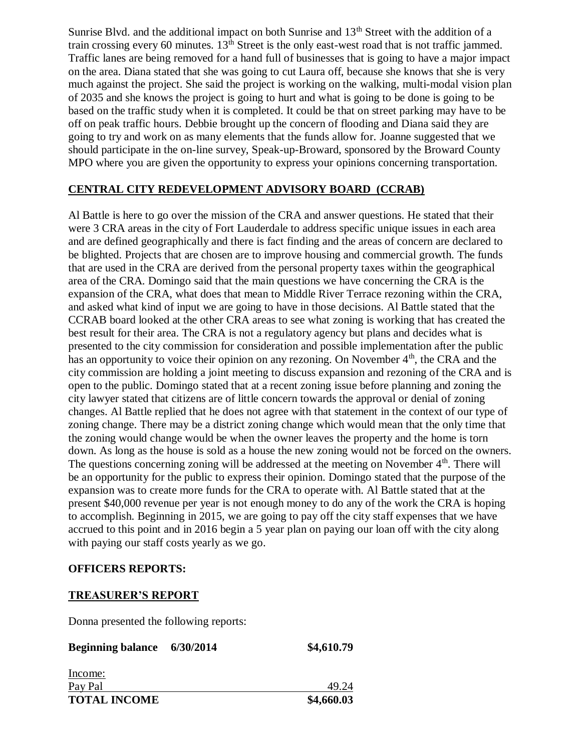Sunrise Blvd. and the additional impact on both Sunrise and 13th Street with the addition of a train crossing every 60 minutes. 13th Street is the only east-west road that is not traffic jammed. Traffic lanes are being removed for a hand full of businesses that is going to have a major impact on the area. Diana stated that she was going to cut Laura off, because she knows that she is very much against the project. She said the project is working on the walking, multi-modal vision plan of 2035 and she knows the project is going to hurt and what is going to be done is going to be based on the traffic study when it is completed. It could be that on street parking may have to be off on peak traffic hours. Debbie brought up the concern of flooding and Diana said they are going to try and work on as many elements that the funds allow for. Joanne suggested that we should participate in the on-line survey, Speak-up-Broward, sponsored by the Broward County MPO where you are given the opportunity to express your opinions concerning transportation.

## CENTRAL CITY REDEVELOPMENT ADVISORY BOARD (CCRAB)

Al Battle is here to go over the mission of the CRA and answer questions. He stated that their were 3 CRA areas in the city of Fort Lauderdale to address specific unique issues in each area and are defined geographically and there is fact finding and the areas of concern are declared to be blighted. Projects that are chosen are to improve housing and commercial growth. The funds that are used in the CRA are derived from the personal property taxes within the geographical area of the CRA. Domingo said that the main questions we have concerning the CRA is the expansion of the CRA, what does that mean to Middle River Terrace rezoning within the CRA, and asked what kind of input we are going to have in those decisions. Al Battle stated that the CCRAB board looked at the other CRA areas to see what zoning is working that has created the best result for their area. The CRA is not a regulatory agency but plans and decides what is presented to the city commission for consideration and possible implementation after the public has an opportunity to voice their opinion on any rezoning. On November 4th, the CRA and the city commission are holding a joint meeting to discuss expansion and rezoning of the CRA and is open to the public. Domingo stated that at a recent zoning issue before planning and zoning the city lawyer stated that citizens are of little concern towards the approval or denial of zoning changes. Al Battle replied that he does not agree with that statement in the context of our type of zoning change. There may be a district zoning change which would mean that the only time that the zoning would change would be when the owner leaves the property and the home is torn down. As long as the house is sold as a house the new zoning would not be forced on the owners. The questions concerning zoning will be addressed at the meeting on November 4th. There will be an opportunity for the public to express their opinion. Domingo stated that the purpose of the expansion was to create more funds for the CRA to operate with. Al Battle stated that at the present $40,000 revenue per year is not enough money to do any of the work the CRA is hoping to accomplish. Beginning in 2015, we are going to pay off the city staff expenses that we have accrued to this point and in 2016 begin a 5 year plan on paying our loan off with the city along with paying our staff costs yearly as we go.

**OFFICERS REPORTS:**

## TREASURER'S REPORT

Donna presented the following reports:

| | |
|---|---|
| **Beginning balance 6/30/2014** | **$4,610.79** |
| Income: | |
| Pay Pal | 49.24 |
| **TOTAL INCOME** | **$4,660.03** |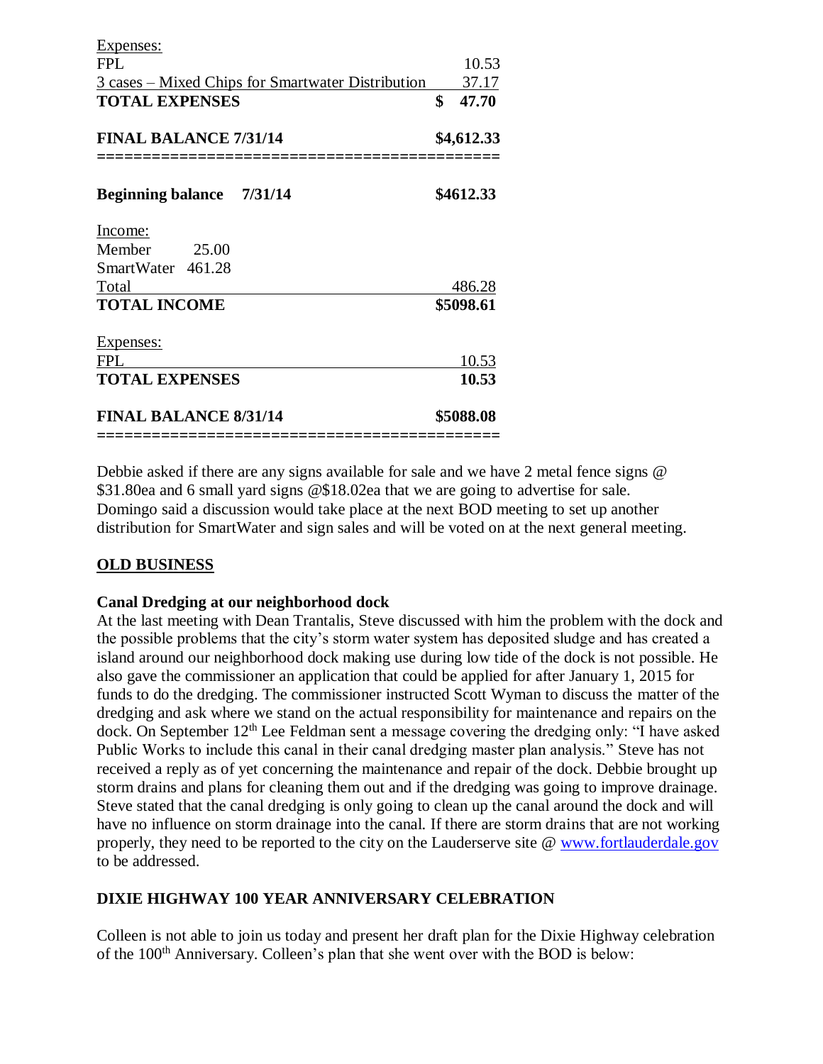Expenses:

| | |
|---|---|
| FPL | 10.53 |
| 3 cases – Mixed Chips for Smartwater Distribution | 37.17 |
| **TOTAL EXPENSES** | **$ 47.70** |

| | |
|---|---|
| **FINAL BALANCE 7/31/14** | **$4,612.33** |

===========================================

| | |
|---|---|
| **Beginning balance 7/31/14** | **$4612.33** |

Income:

| | | |
|---|---|---|
| Member | 25.00 | |
| SmartWater | 461.28 | |
| Total | | 486.28 |
| **TOTAL INCOME** | | **$5098.61** |

Expenses:

| | |
|---|---|
| FPL | 10.53 |
| **TOTAL EXPENSES** | **10.53** |

| | |
|---|---|
| **FINAL BALANCE 8/31/14** | **$5088.08** |

===========================================

Debbie asked if there are any signs available for sale and we have 2 metal fence signs @ $31.80ea and 6 small yard signs @$18.02ea that we are going to advertise for sale. Domingo said a discussion would take place at the next BOD meeting to set up another distribution for SmartWater and sign sales and will be voted on at the next general meeting.

## OLD BUSINESS

### Canal Dredging at our neighborhood dock

At the last meeting with Dean Trantalis, Steve discussed with him the problem with the dock and the possible problems that the city's storm water system has deposited sludge and has created a island around our neighborhood dock making use during low tide of the dock is not possible. He also gave the commissioner an application that could be applied for after January 1, 2015 for funds to do the dredging. The commissioner instructed Scott Wyman to discuss the matter of the dredging and ask where we stand on the actual responsibility for maintenance and repairs on the dock. On September 12th Lee Feldman sent a message covering the dredging only: "I have asked Public Works to include this canal in their canal dredging master plan analysis." Steve has not received a reply as of yet concerning the maintenance and repair of the dock. Debbie brought up storm drains and plans for cleaning them out and if the dredging was going to improve drainage. Steve stated that the canal dredging is only going to clean up the canal around the dock and will have no influence on storm drainage into the canal. If there are storm drains that are not working properly, they need to be reported to the city on the Lauderserve site @ www.fortlauderdale.gov to be addressed.

## DIXIE HIGHWAY 100 YEAR ANNIVERSARY CELEBRATION

Colleen is not able to join us today and present her draft plan for the Dixie Highway celebration of the 100th Anniversary. Colleen's plan that she went over with the BOD is below: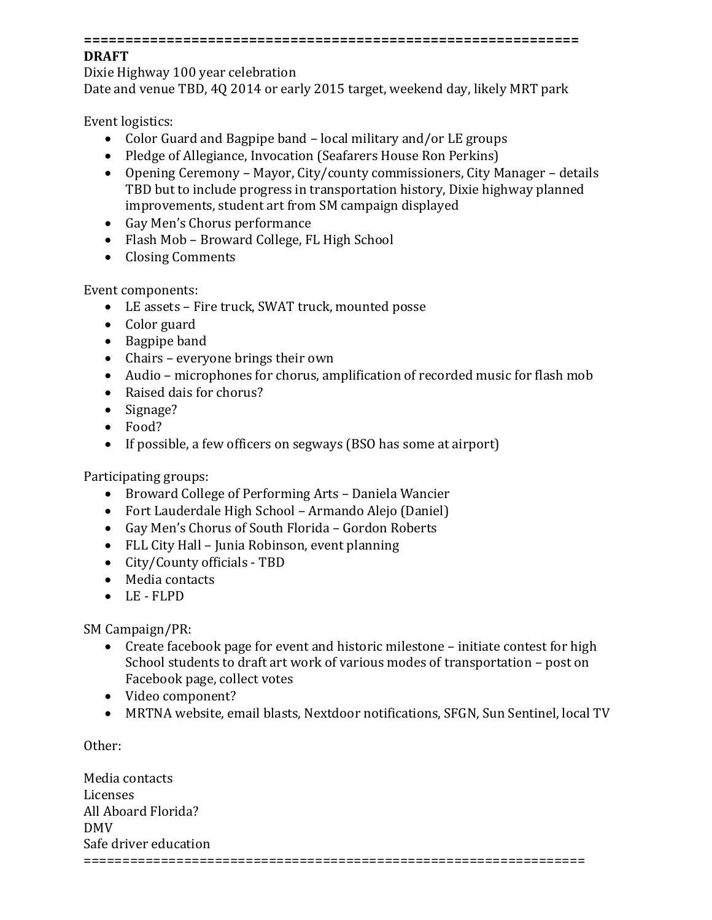==============================================================

**DRAFT**

Dixie Highway 100 year celebration

Date and venue TBD, 4Q 2014 or early 2015 target, weekend day, likely MRT park

Event logistics:

- Color Guard and Bagpipe band – local military and/or LE groups
- Pledge of Allegiance, Invocation (Seafarers House Ron Perkins)
- Opening Ceremony – Mayor, City/county commissioners, City Manager – details TBD but to include progress in transportation history, Dixie highway planned improvements, student art from SM campaign displayed
- Gay Men's Chorus performance
- Flash Mob – Broward College, FL High School
- Closing Comments

Event components:

- LE assets – Fire truck, SWAT truck, mounted posse
- Color guard
- Bagpipe band
- Chairs – everyone brings their own
- Audio – microphones for chorus, amplification of recorded music for flash mob
- Raised dais for chorus?
- Signage?
- Food?
- If possible, a few officers on segways (BSO has some at airport)

Participating groups:

- Broward College of Performing Arts – Daniela Wancier
- Fort Lauderdale High School – Armando Alejo (Daniel)
- Gay Men's Chorus of South Florida – Gordon Roberts
- FLL City Hall – Junia Robinson, event planning
- City/County officials - TBD
- Media contacts
- LE - FLPD

SM Campaign/PR:

- Create facebook page for event and historic milestone – initiate contest for high School students to draft art work of various modes of transportation – post on Facebook page, collect votes
- Video component?
- MRTNA website, email blasts, Nextdoor notifications, SFGN, Sun Sentinel, local TV

Other:

Media contacts  
Licenses  
All Aboard Florida?  
DMV  
Safe driver education

==============================================================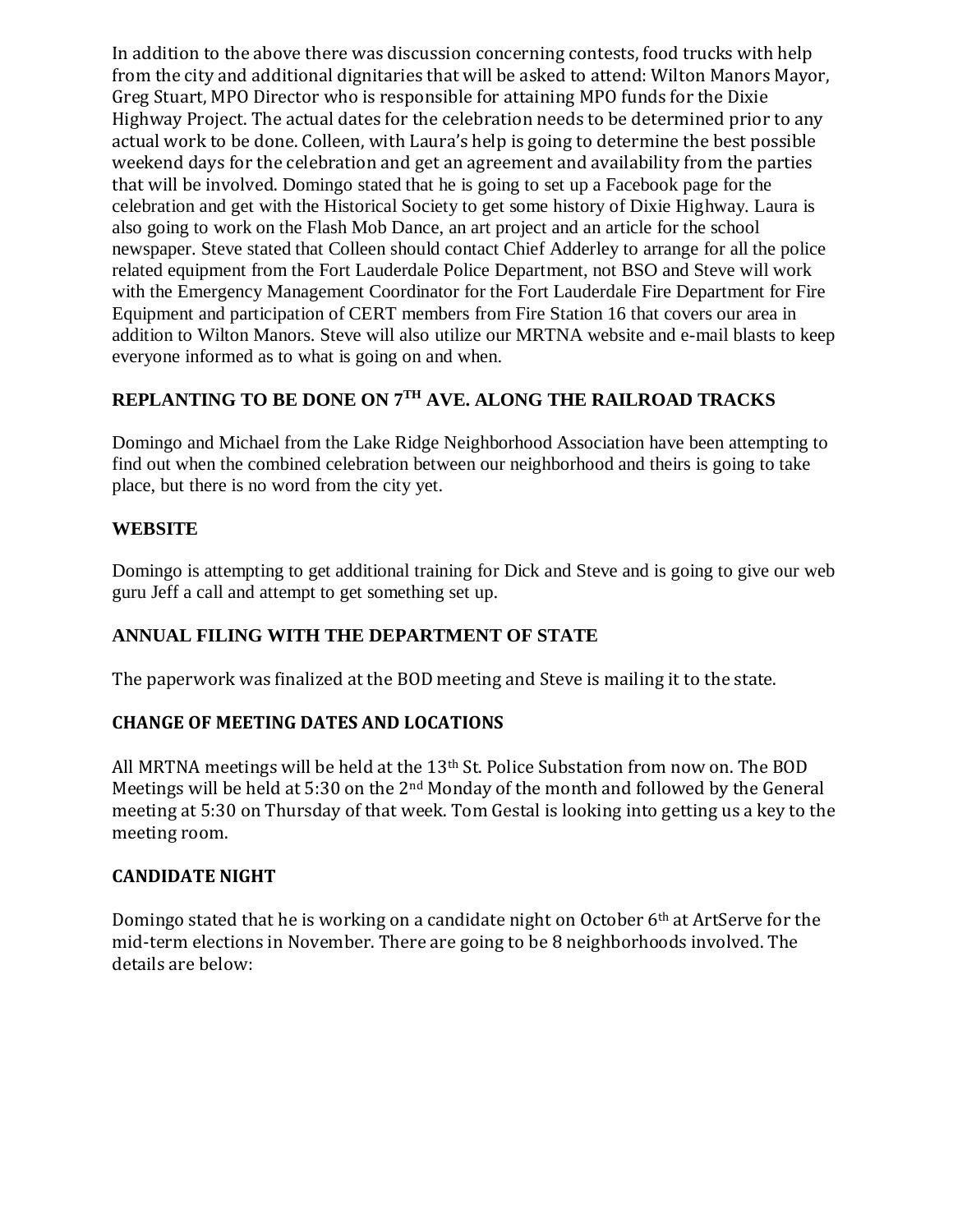In addition to the above there was discussion concerning contests, food trucks with help from the city and additional dignitaries that will be asked to attend: Wilton Manors Mayor, Greg Stuart, MPO Director who is responsible for attaining MPO funds for the Dixie Highway Project. The actual dates for the celebration needs to be determined prior to any actual work to be done. Colleen, with Laura's help is going to determine the best possible weekend days for the celebration and get an agreement and availability from the parties that will be involved. Domingo stated that he is going to set up a Facebook page for the celebration and get with the Historical Society to get some history of Dixie Highway. Laura is also going to work on the Flash Mob Dance, an art project and an article for the school newspaper. Steve stated that Colleen should contact Chief Adderley to arrange for all the police related equipment from the Fort Lauderdale Police Department, not BSO and Steve will work with the Emergency Management Coordinator for the Fort Lauderdale Fire Department for Fire Equipment and participation of CERT members from Fire Station 16 that covers our area in addition to Wilton Manors. Steve will also utilize our MRTNA website and e-mail blasts to keep everyone informed as to what is going on and when.

### REPLANTING TO BE DONE ON 7TH AVE. ALONG THE RAILROAD TRACKS

Domingo and Michael from the Lake Ridge Neighborhood Association have been attempting to find out when the combined celebration between our neighborhood and theirs is going to take place, but there is no word from the city yet.

### WEBSITE

Domingo is attempting to get additional training for Dick and Steve and is going to give our web guru Jeff a call and attempt to get something set up.

### ANNUAL FILING WITH THE DEPARTMENT OF STATE

The paperwork was finalized at the BOD meeting and Steve is mailing it to the state.

### CHANGE OF MEETING DATES AND LOCATIONS

All MRTNA meetings will be held at the 13th St. Police Substation from now on. The BOD Meetings will be held at 5:30 on the 2nd Monday of the month and followed by the General meeting at 5:30 on Thursday of that week. Tom Gestal is looking into getting us a key to the meeting room.

### CANDIDATE NIGHT

Domingo stated that he is working on a candidate night on October 6th at ArtServe for the mid-term elections in November. There are going to be 8 neighborhoods involved. The details are below: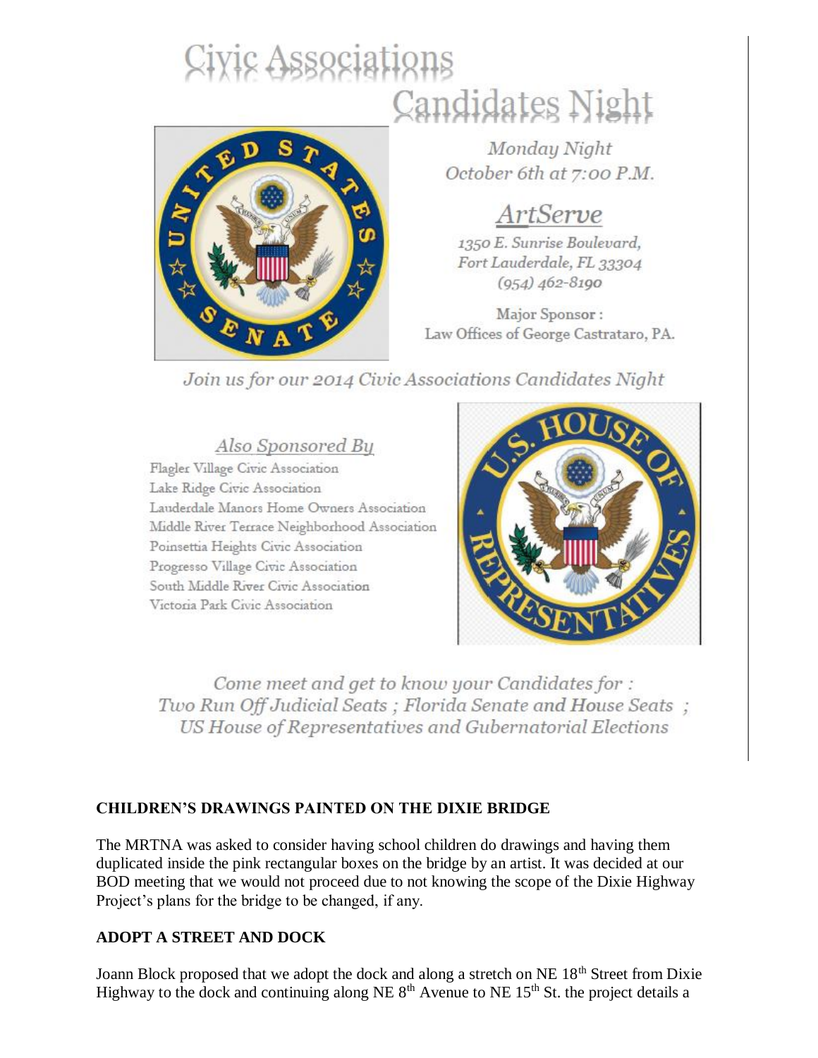# Civic Associations

# Candidates Night

*Monday Night*
*October 6th at 7:00 P.M.*

## ArtServe

*1350 E. Sunrise Boulevard,*
*Fort Lauderdale, FL 33304*
*(954) 462-8190*

Major Sponsor :
Law Offices of George Castrataro, PA.

*Join us for our 2014 Civic Associations Candidates Night*

### Also Sponsored By

Flagler Village Civic Association
Lake Ridge Civic Association
Lauderdale Manors Home Owners Association
Middle River Terrace Neighborhood Association
Poinsettia Heights Civic Association
Progresso Village Civic Association
South Middle River Civic Association
Victoria Park Civic Association

*Come meet and get to know your Candidates for :*
*Two Run Off Judicial Seats ; Florida Senate and House Seats ;*
*US House of Representatives and Gubernatorial Elections*

**CHILDREN'S DRAWINGS PAINTED ON THE DIXIE BRIDGE**

The MRTNA was asked to consider having school children do drawings and having them duplicated inside the pink rectangular boxes on the bridge by an artist. It was decided at our BOD meeting that we would not proceed due to not knowing the scope of the Dixie Highway Project's plans for the bridge to be changed, if any.

**ADOPT A STREET AND DOCK**

Joann Block proposed that we adopt the dock and along a stretch on NE 18th Street from Dixie Highway to the dock and continuing along NE 8th Avenue to NE 15th St. the project details a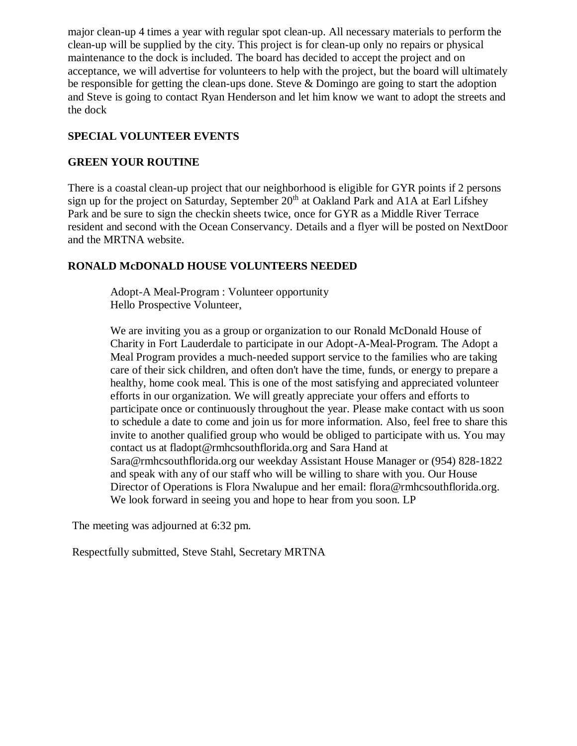major clean-up 4 times a year with regular spot clean-up. All necessary materials to perform the clean-up will be supplied by the city. This project is for clean-up only no repairs or physical maintenance to the dock is included. The board has decided to accept the project and on acceptance, we will advertise for volunteers to help with the project, but the board will ultimately be responsible for getting the clean-ups done. Steve & Domingo are going to start the adoption and Steve is going to contact Ryan Henderson and let him know we want to adopt the streets and the dock

**SPECIAL VOLUNTEER EVENTS**

**GREEN YOUR ROUTINE**

There is a coastal clean-up project that our neighborhood is eligible for GYR points if 2 persons sign up for the project on Saturday, September 20th at Oakland Park and A1A at Earl Lifshey Park and be sure to sign the checkin sheets twice, once for GYR as a Middle River Terrace resident and second with the Ocean Conservancy. Details and a flyer will be posted on NextDoor and the MRTNA website.

**RONALD McDONALD HOUSE VOLUNTEERS NEEDED**

> Adopt-A Meal-Program : Volunteer opportunity
> Hello Prospective Volunteer,
>
> We are inviting you as a group or organization to our Ronald McDonald House of Charity in Fort Lauderdale to participate in our Adopt-A-Meal-Program. The Adopt a Meal Program provides a much-needed support service to the families who are taking care of their sick children, and often don't have the time, funds, or energy to prepare a healthy, home cook meal. This is one of the most satisfying and appreciated volunteer efforts in our organization. We will greatly appreciate your offers and efforts to participate once or continuously throughout the year. Please make contact with us soon to schedule a date to come and join us for more information. Also, feel free to share this invite to another qualified group who would be obliged to participate with us. You may contact us at fladopt@rmhcsouthflorida.org and Sara Hand at Sara@rmhcsouthflorida.org our weekday Assistant House Manager or (954) 828-1822 and speak with any of our staff who will be willing to share with you. Our House Director of Operations is Flora Nwalupue and her email: flora@rmhcsouthflorida.org. We look forward in seeing you and hope to hear from you soon. LP

The meeting was adjourned at 6:32 pm.

Respectfully submitted, Steve Stahl, Secretary MRTNA